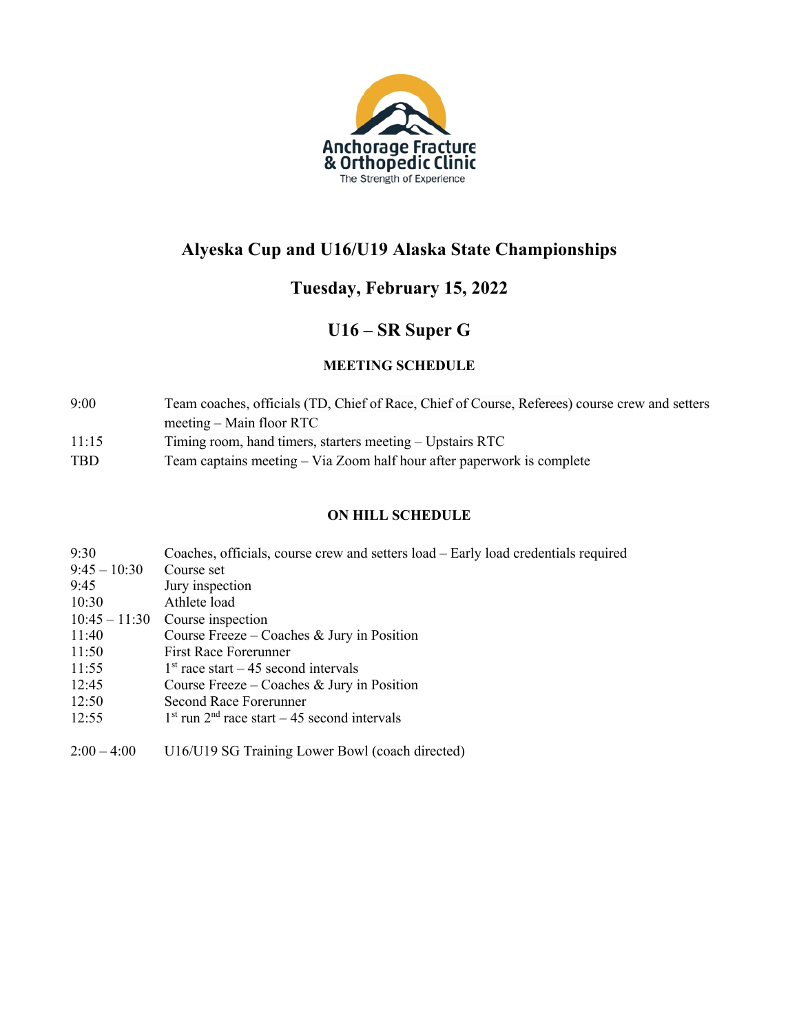Anchorage Fracture & Orthopedic Clinic
The Strength of Experience

# Alyeska Cup and U16/U19 Alaska State Championships

## Tuesday, February 15, 2022

## U16 – SR Super G

### MEETING SCHEDULE

| | |
|---|---|
| 9:00 | Team coaches, officials (TD, Chief of Race, Chief of Course, Referees) course crew and setters meeting – Main floor RTC |
| 11:15 | Timing room, hand timers, starters meeting – Upstairs RTC |
| TBD | Team captains meeting – Via Zoom half hour after paperwork is complete |

### ON HILL SCHEDULE

| | |
|---|---|
| 9:30 | Coaches, officials, course crew and setters load – Early load credentials required |
| 9:45 – 10:30 | Course set |
| 9:45 | Jury inspection |
| 10:30 | Athlete load |
| 10:45 – 11:30 | Course inspection |
| 11:40 | Course Freeze – Coaches & Jury in Position |
| 11:50 | First Race Forerunner |
| 11:55 | 1st race start – 45 second intervals |
| 12:45 | Course Freeze – Coaches & Jury in Position |
| 12:50 | Second Race Forerunner |
| 12:55 | 1st run 2nd race start – 45 second intervals |
| | |
| 2:00 – 4:00 | U16/U19 SG Training Lower Bowl (coach directed) |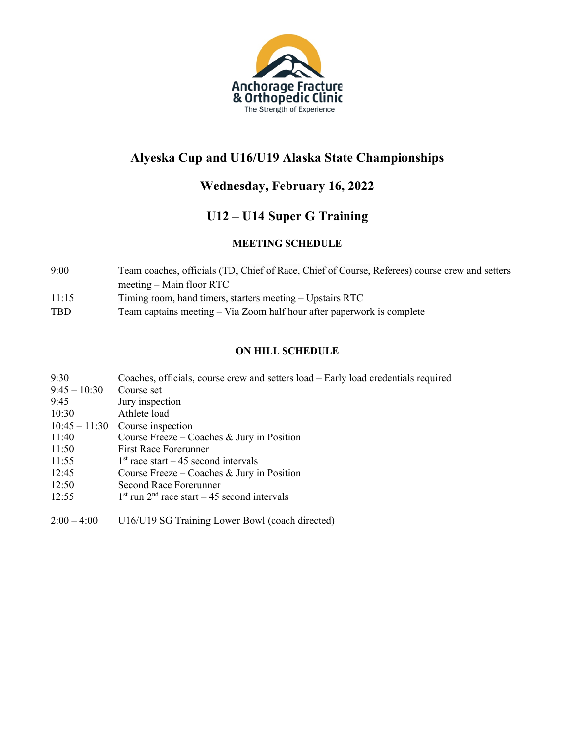Anchorage Fracture & Orthopedic Clinic

The Strength of Experience

# Alyeska Cup and U16/U19 Alaska State Championships

## Wednesday, February 16, 2022

## U12 – U14 Super G Training

### MEETING SCHEDULE

| | |
|---|---|
| 9:00 | Team coaches, officials (TD, Chief of Race, Chief of Course, Referees) course crew and setters meeting – Main floor RTC |
| 11:15 | Timing room, hand timers, starters meeting – Upstairs RTC |
| TBD | Team captains meeting – Via Zoom half hour after paperwork is complete |

### ON HILL SCHEDULE

| | |
|---|---|
| 9:30 | Coaches, officials, course crew and setters load – Early load credentials required |
| 9:45 – 10:30 | Course set |
| 9:45 | Jury inspection |
| 10:30 | Athlete load |
| 10:45 – 11:30 | Course inspection |
| 11:40 | Course Freeze – Coaches & Jury in Position |
| 11:50 | First Race Forerunner |
| 11:55 | 1st race start – 45 second intervals |
| 12:45 | Course Freeze – Coaches & Jury in Position |
| 12:50 | Second Race Forerunner |
| 12:55 | 1st run 2nd race start – 45 second intervals |
| 2:00 – 4:00 | U16/U19 SG Training Lower Bowl (coach directed) |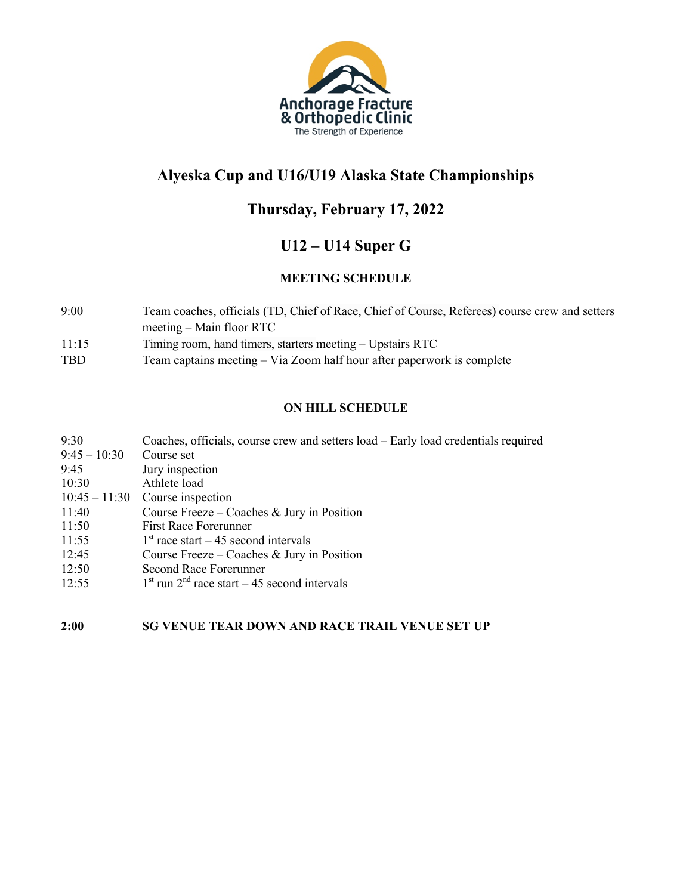Anchorage Fracture & Orthopedic Clinic

The Strength of Experience

# Alyeska Cup and U16/U19 Alaska State Championships

## Thursday, February 17, 2022

## U12 – U14 Super G

### MEETING SCHEDULE

| | |
|---|---|
| 9:00 | Team coaches, officials (TD, Chief of Race, Chief of Course, Referees) course crew and setters meeting – Main floor RTC |
| 11:15 | Timing room, hand timers, starters meeting – Upstairs RTC |
| TBD | Team captains meeting – Via Zoom half hour after paperwork is complete |

### ON HILL SCHEDULE

| | |
|---|---|
| 9:30 | Coaches, officials, course crew and setters load – Early load credentials required |
| 9:45 – 10:30 | Course set |
| 9:45 | Jury inspection |
| 10:30 | Athlete load |
| 10:45 – 11:30 | Course inspection |
| 11:40 | Course Freeze – Coaches & Jury in Position |
| 11:50 | First Race Forerunner |
| 11:55 | 1st race start – 45 second intervals |
| 12:45 | Course Freeze – Coaches & Jury in Position |
| 12:50 | Second Race Forerunner |
| 12:55 | 1st run 2nd race start – 45 second intervals |

**2:00 SG VENUE TEAR DOWN AND RACE TRAIL VENUE SET UP**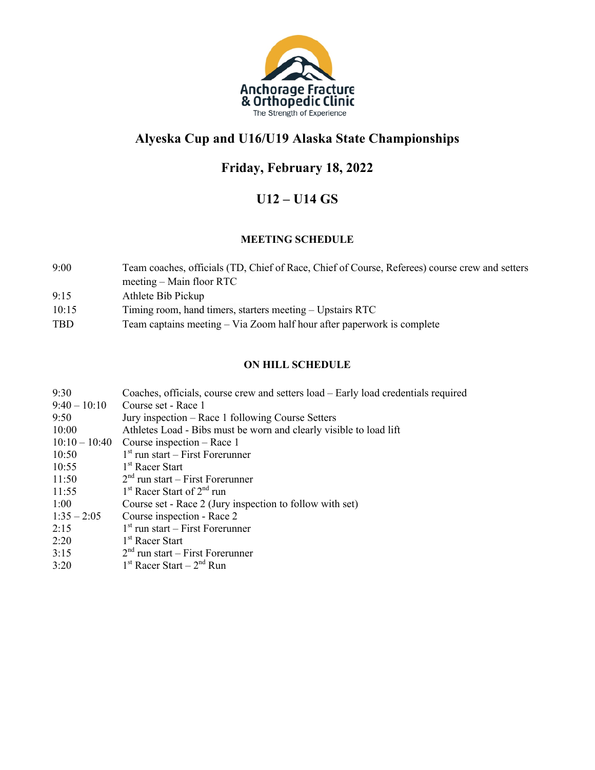Anchorage Fracture & Orthopedic Clinic
The Strength of Experience

# Alyeska Cup and U16/U19 Alaska State Championships

## Friday, February 18, 2022

## U12 – U14 GS

### MEETING SCHEDULE

| | |
|---|---|
| 9:00 | Team coaches, officials (TD, Chief of Race, Chief of Course, Referees) course crew and setters meeting – Main floor RTC |
| 9:15 | Athlete Bib Pickup |
| 10:15 | Timing room, hand timers, starters meeting – Upstairs RTC |
| TBD | Team captains meeting – Via Zoom half hour after paperwork is complete |

### ON HILL SCHEDULE

| | |
|---|---|
| 9:30 | Coaches, officials, course crew and setters load – Early load credentials required |
| 9:40 – 10:10 | Course set - Race 1 |
| 9:50 | Jury inspection – Race 1 following Course Setters |
| 10:00 | Athletes Load - Bibs must be worn and clearly visible to load lift |
| 10:10 – 10:40 | Course inspection – Race 1 |
| 10:50 | 1st run start – First Forerunner |
| 10:55 | 1st Racer Start |
| 11:50 | 2nd run start – First Forerunner |
| 11:55 | 1st Racer Start of 2nd run |
| 1:00 | Course set - Race 2 (Jury inspection to follow with set) |
| 1:35 – 2:05 | Course inspection - Race 2 |
| 2:15 | 1st run start – First Forerunner |
| 2:20 | 1st Racer Start |
| 3:15 | 2nd run start – First Forerunner |
| 3:20 | 1st Racer Start – 2nd Run |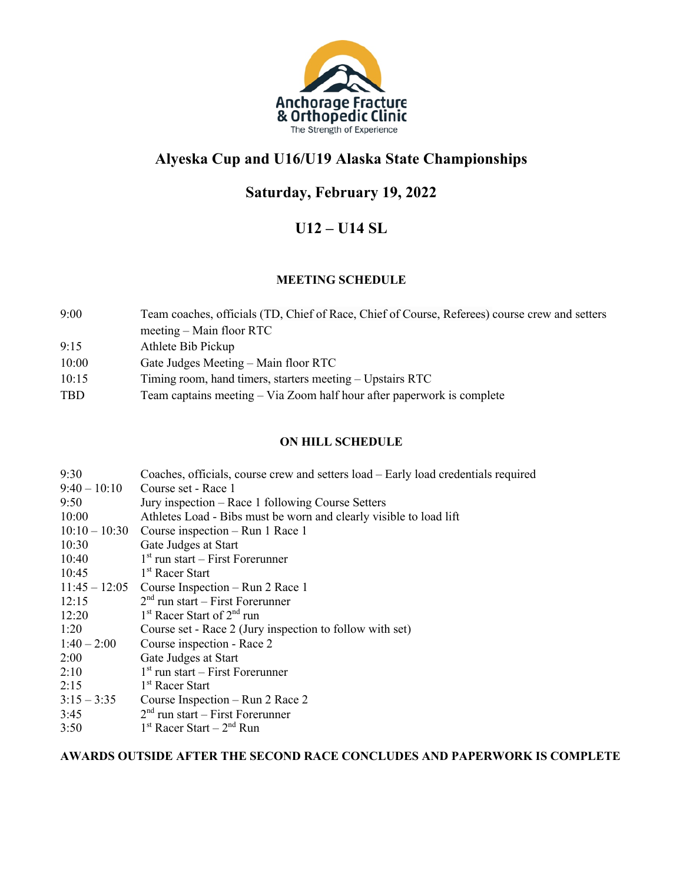Anchorage Fracture & Orthopedic Clinic

The Strength of Experience

# Alyeska Cup and U16/U19 Alaska State Championships

## Saturday, February 19, 2022

## U12 – U14 SL

### MEETING SCHEDULE

| | |
|---|---|
| 9:00 | Team coaches, officials (TD, Chief of Race, Chief of Course, Referees) course crew and setters meeting – Main floor RTC |
| 9:15 | Athlete Bib Pickup |
| 10:00 | Gate Judges Meeting – Main floor RTC |
| 10:15 | Timing room, hand timers, starters meeting – Upstairs RTC |
| TBD | Team captains meeting – Via Zoom half hour after paperwork is complete |

### ON HILL SCHEDULE

| | |
|---|---|
| 9:30 | Coaches, officials, course crew and setters load – Early load credentials required |
| 9:40 – 10:10 | Course set - Race 1 |
| 9:50 | Jury inspection – Race 1 following Course Setters |
| 10:00 | Athletes Load - Bibs must be worn and clearly visible to load lift |
| 10:10 – 10:30 | Course inspection – Run 1 Race 1 |
| 10:30 | Gate Judges at Start |
| 10:40 | 1st run start – First Forerunner |
| 10:45 | 1st Racer Start |
| 11:45 – 12:05 | Course Inspection – Run 2 Race 1 |
| 12:15 | 2nd run start – First Forerunner |
| 12:20 | 1st Racer Start of 2nd run |
| 1:20 | Course set - Race 2 (Jury inspection to follow with set) |
| 1:40 – 2:00 | Course inspection - Race 2 |
| 2:00 | Gate Judges at Start |
| 2:10 | 1st run start – First Forerunner |
| 2:15 | 1st Racer Start |
| 3:15 – 3:35 | Course Inspection – Run 2 Race 2 |
| 3:45 | 2nd run start – First Forerunner |
| 3:50 | 1st Racer Start – 2nd Run |

**AWARDS OUTSIDE AFTER THE SECOND RACE CONCLUDES AND PAPERWORK IS COMPLETE**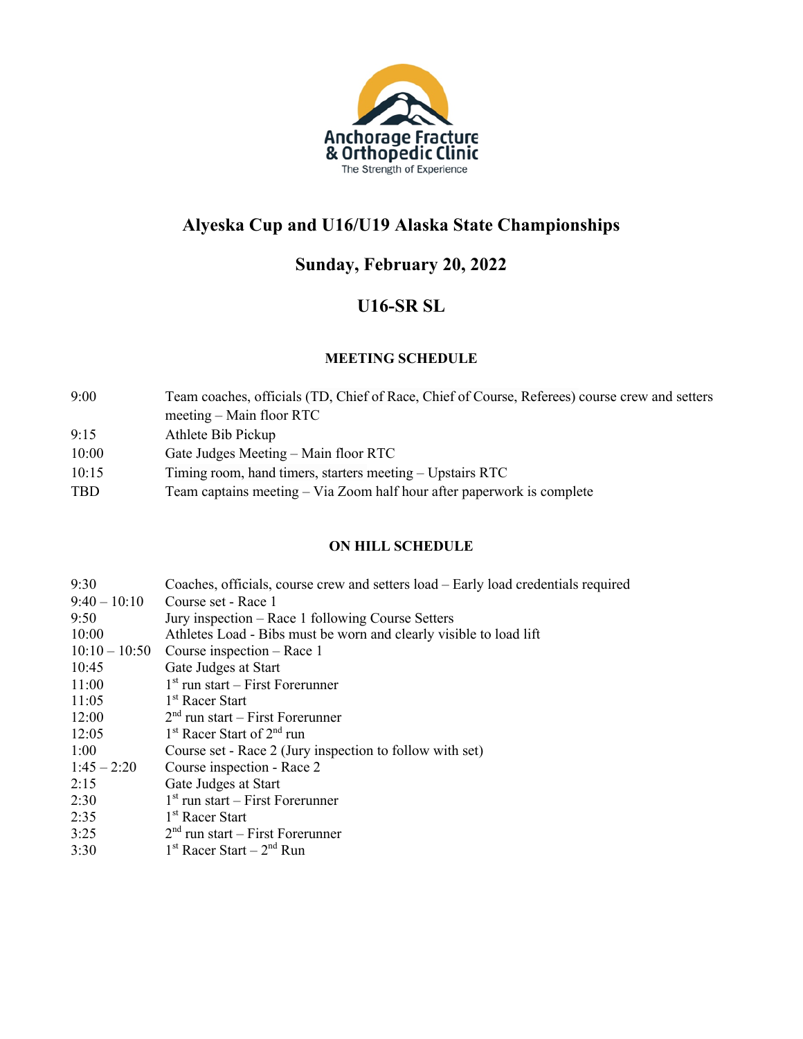Anchorage Fracture & Orthopedic Clinic

The Strength of Experience

# Alyeska Cup and U16/U19 Alaska State Championships

## Sunday, February 20, 2022

## U16-SR SL

### MEETING SCHEDULE

| | |
|---|---|
| 9:00 | Team coaches, officials (TD, Chief of Race, Chief of Course, Referees) course crew and setters meeting – Main floor RTC |
| 9:15 | Athlete Bib Pickup |
| 10:00 | Gate Judges Meeting – Main floor RTC |
| 10:15 | Timing room, hand timers, starters meeting – Upstairs RTC |
| TBD | Team captains meeting – Via Zoom half hour after paperwork is complete |

### ON HILL SCHEDULE

| | |
|---|---|
| 9:30 | Coaches, officials, course crew and setters load – Early load credentials required |
| 9:40 – 10:10 | Course set - Race 1 |
| 9:50 | Jury inspection – Race 1 following Course Setters |
| 10:00 | Athletes Load - Bibs must be worn and clearly visible to load lift |
| 10:10 – 10:50 | Course inspection – Race 1 |
| 10:45 | Gate Judges at Start |
| 11:00 | 1st run start – First Forerunner |
| 11:05 | 1st Racer Start |
| 12:00 | 2nd run start – First Forerunner |
| 12:05 | 1st Racer Start of 2nd run |
| 1:00 | Course set - Race 2 (Jury inspection to follow with set) |
| 1:45 – 2:20 | Course inspection - Race 2 |
| 2:15 | Gate Judges at Start |
| 2:30 | 1st run start – First Forerunner |
| 2:35 | 1st Racer Start |
| 3:25 | 2nd run start – First Forerunner |
| 3:30 | 1st Racer Start – 2nd Run |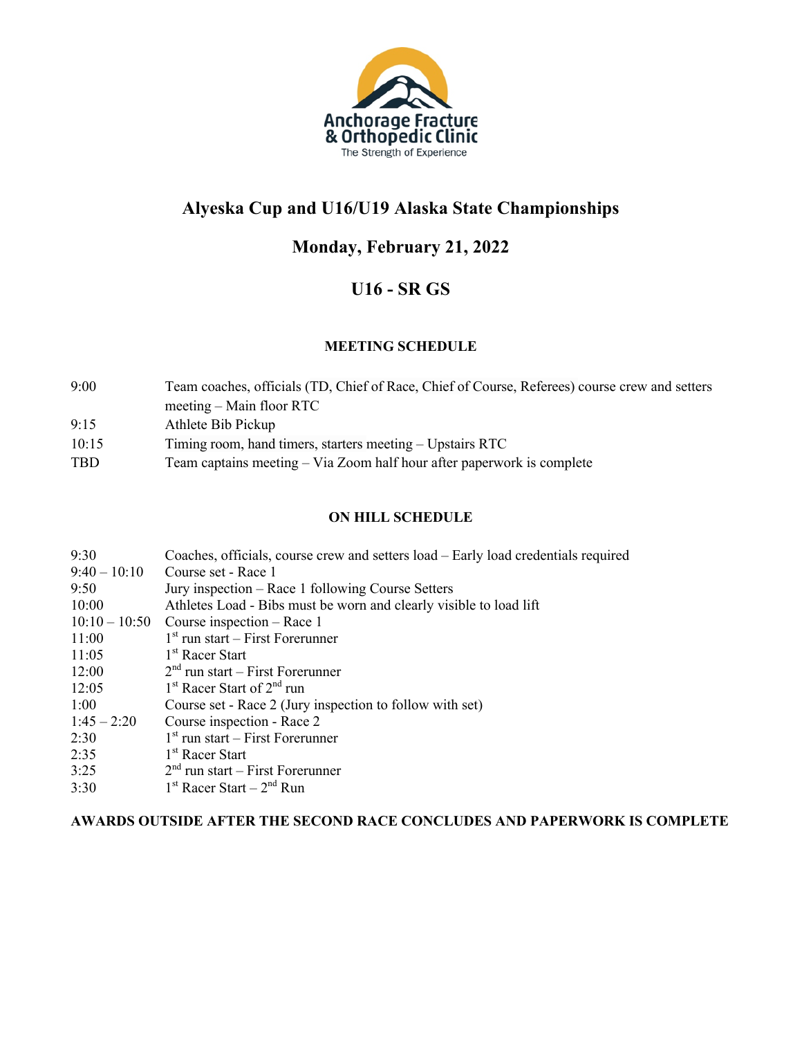Anchorage Fracture & Orthopedic Clinic
The Strength of Experience

# Alyeska Cup and U16/U19 Alaska State Championships

## Monday, February 21, 2022

## U16 - SR GS

### MEETING SCHEDULE

| | |
|---|---|
| 9:00 | Team coaches, officials (TD, Chief of Race, Chief of Course, Referees) course crew and setters meeting – Main floor RTC |
| 9:15 | Athlete Bib Pickup |
| 10:15 | Timing room, hand timers, starters meeting – Upstairs RTC |
| TBD | Team captains meeting – Via Zoom half hour after paperwork is complete |

### ON HILL SCHEDULE

| | |
|---|---|
| 9:30 | Coaches, officials, course crew and setters load – Early load credentials required |
| 9:40 – 10:10 | Course set - Race 1 |
| 9:50 | Jury inspection – Race 1 following Course Setters |
| 10:00 | Athletes Load - Bibs must be worn and clearly visible to load lift |
| 10:10 – 10:50 | Course inspection – Race 1 |
| 11:00 | 1st run start – First Forerunner |
| 11:05 | 1st Racer Start |
| 12:00 | 2nd run start – First Forerunner |
| 12:05 | 1st Racer Start of 2nd run |
| 1:00 | Course set - Race 2 (Jury inspection to follow with set) |
| 1:45 – 2:20 | Course inspection - Race 2 |
| 2:30 | 1st run start – First Forerunner |
| 2:35 | 1st Racer Start |
| 3:25 | 2nd run start – First Forerunner |
| 3:30 | 1st Racer Start – 2nd Run |

**AWARDS OUTSIDE AFTER THE SECOND RACE CONCLUDES AND PAPERWORK IS COMPLETE**